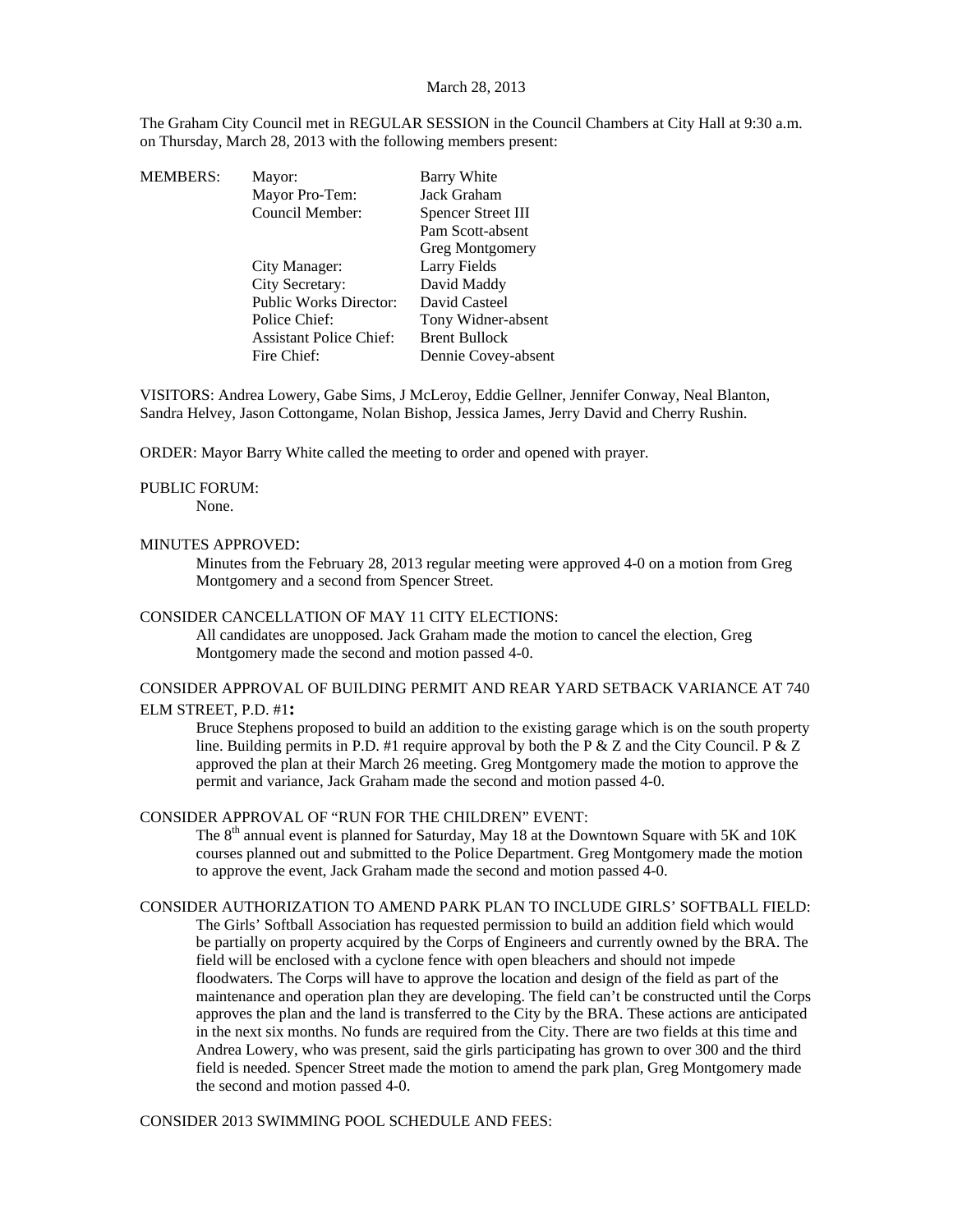March 28, 2013

The Graham City Council met in REGULAR SESSION in the Council Chambers at City Hall at 9:30 a.m. on Thursday, March 28, 2013 with the following members present:

| MEMBERS: | Mayor: | Barry White |
|---|---|---|
| | Mayor Pro-Tem: | Jack Graham |
| | Council Member: | Spencer Street III |
| | | Pam Scott-absent |
| | | Greg Montgomery |
| | City Manager: | Larry Fields |
| | City Secretary: | David Maddy |
| | Public Works Director: | David Casteel |
| | Police Chief: | Tony Widner-absent |
| | Assistant Police Chief: | Brent Bullock |
| | Fire Chief: | Dennie Covey-absent |

VISITORS: Andrea Lowery, Gabe Sims, J McLeroy, Eddie Gellner, Jennifer Conway, Neal Blanton, Sandra Helvey, Jason Cottongame, Nolan Bishop, Jessica James, Jerry David and Cherry Rushin.

ORDER: Mayor Barry White called the meeting to order and opened with prayer.

PUBLIC FORUM:

None.

MINUTES APPROVED:

Minutes from the February 28, 2013 regular meeting were approved 4-0 on a motion from Greg Montgomery and a second from Spencer Street.

CONSIDER CANCELLATION OF MAY 11 CITY ELECTIONS:

All candidates are unopposed. Jack Graham made the motion to cancel the election, Greg Montgomery made the second and motion passed 4-0.

CONSIDER APPROVAL OF BUILDING PERMIT AND REAR YARD SETBACK VARIANCE AT 740 ELM STREET, P.D. #1:

Bruce Stephens proposed to build an addition to the existing garage which is on the south property line. Building permits in P.D. #1 require approval by both the P & Z and the City Council. P & Z approved the plan at their March 26 meeting. Greg Montgomery made the motion to approve the permit and variance, Jack Graham made the second and motion passed 4-0.

CONSIDER APPROVAL OF "RUN FOR THE CHILDREN" EVENT:

The 8th annual event is planned for Saturday, May 18 at the Downtown Square with 5K and 10K courses planned out and submitted to the Police Department. Greg Montgomery made the motion to approve the event, Jack Graham made the second and motion passed 4-0.

CONSIDER AUTHORIZATION TO AMEND PARK PLAN TO INCLUDE GIRLS' SOFTBALL FIELD:

The Girls' Softball Association has requested permission to build an addition field which would be partially on property acquired by the Corps of Engineers and currently owned by the BRA. The field will be enclosed with a cyclone fence with open bleachers and should not impede floodwaters. The Corps will have to approve the location and design of the field as part of the maintenance and operation plan they are developing. The field can't be constructed until the Corps approves the plan and the land is transferred to the City by the BRA. These actions are anticipated in the next six months. No funds are required from the City. There are two fields at this time and Andrea Lowery, who was present, said the girls participating has grown to over 300 and the third field is needed. Spencer Street made the motion to amend the park plan, Greg Montgomery made the second and motion passed 4-0.

CONSIDER 2013 SWIMMING POOL SCHEDULE AND FEES: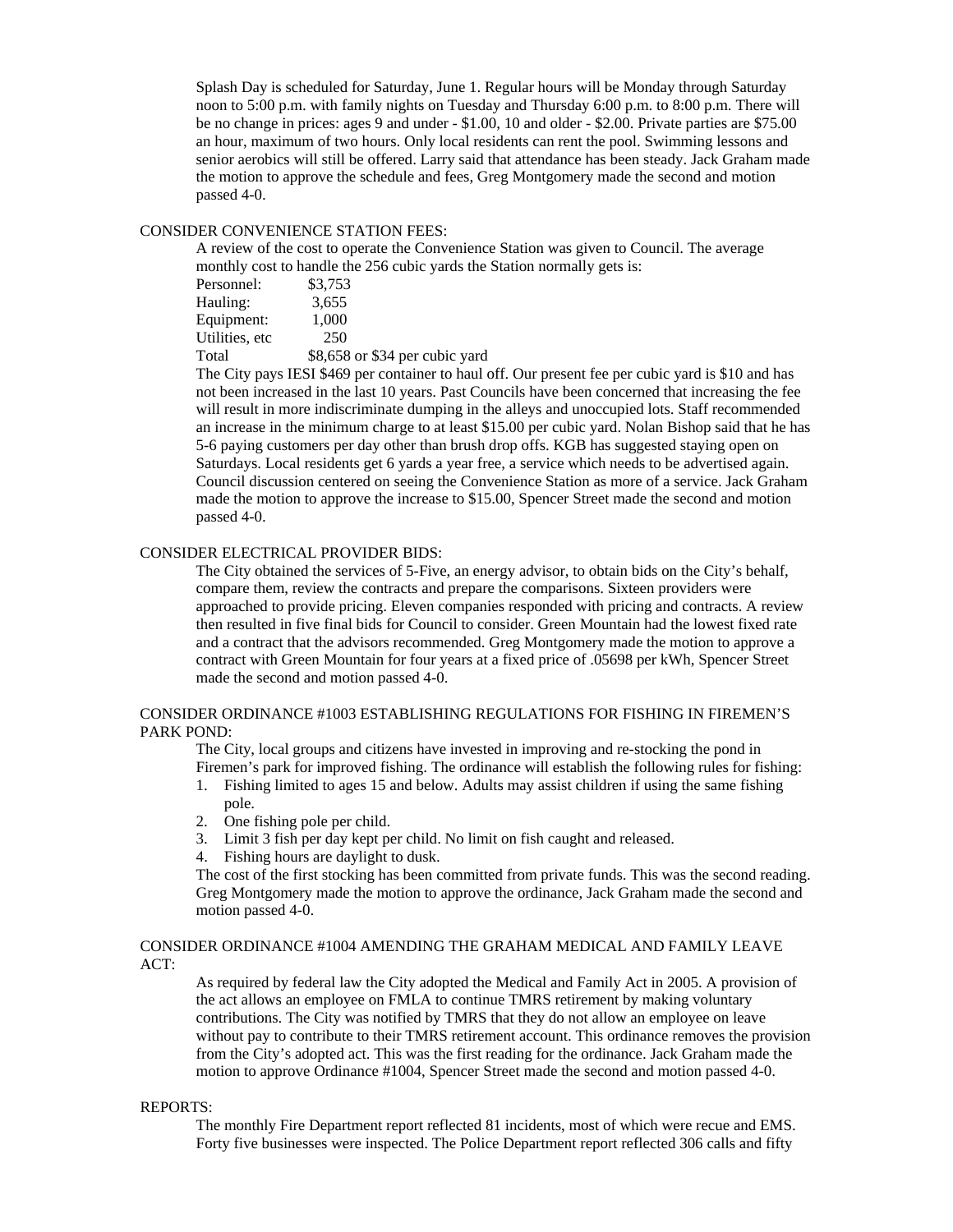Splash Day is scheduled for Saturday, June 1. Regular hours will be Monday through Saturday noon to 5:00 p.m. with family nights on Tuesday and Thursday 6:00 p.m. to 8:00 p.m. There will be no change in prices: ages 9 and under - $1.00, 10 and older - $2.00. Private parties are $75.00 an hour, maximum of two hours. Only local residents can rent the pool. Swimming lessons and senior aerobics will still be offered. Larry said that attendance has been steady. Jack Graham made the motion to approve the schedule and fees, Greg Montgomery made the second and motion passed 4-0.

CONSIDER CONVENIENCE STATION FEES:

A review of the cost to operate the Convenience Station was given to Council. The average monthly cost to handle the 256 cubic yards the Station normally gets is:

| | |
|---|---|
| Personnel: | $3,753 |
| Hauling: | 3,655 |
| Equipment: | 1,000 |
| Utilities, etc | 250 |
| Total | $8,658 or $34 per cubic yard |

The City pays IESI $469 per container to haul off. Our present fee per cubic yard is $10 and has not been increased in the last 10 years. Past Councils have been concerned that increasing the fee will result in more indiscriminate dumping in the alleys and unoccupied lots. Staff recommended an increase in the minimum charge to at least $15.00 per cubic yard. Nolan Bishop said that he has 5-6 paying customers per day other than brush drop offs. KGB has suggested staying open on Saturdays. Local residents get 6 yards a year free, a service which needs to be advertised again. Council discussion centered on seeing the Convenience Station as more of a service. Jack Graham made the motion to approve the increase to $15.00, Spencer Street made the second and motion passed 4-0.

CONSIDER ELECTRICAL PROVIDER BIDS:

The City obtained the services of 5-Five, an energy advisor, to obtain bids on the City's behalf, compare them, review the contracts and prepare the comparisons. Sixteen providers were approached to provide pricing. Eleven companies responded with pricing and contracts. A review then resulted in five final bids for Council to consider. Green Mountain had the lowest fixed rate and a contract that the advisors recommended. Greg Montgomery made the motion to approve a contract with Green Mountain for four years at a fixed price of .05698 per kWh, Spencer Street made the second and motion passed 4-0.

CONSIDER ORDINANCE #1003 ESTABLISHING REGULATIONS FOR FISHING IN FIREMEN'S PARK POND:

The City, local groups and citizens have invested in improving and re-stocking the pond in Firemen's park for improved fishing. The ordinance will establish the following rules for fishing:

1. Fishing limited to ages 15 and below. Adults may assist children if using the same fishing pole.
2. One fishing pole per child.
3. Limit 3 fish per day kept per child. No limit on fish caught and released.
4. Fishing hours are daylight to dusk.

The cost of the first stocking has been committed from private funds. This was the second reading. Greg Montgomery made the motion to approve the ordinance, Jack Graham made the second and motion passed 4-0.

CONSIDER ORDINANCE #1004 AMENDING THE GRAHAM MEDICAL AND FAMILY LEAVE ACT:

As required by federal law the City adopted the Medical and Family Act in 2005. A provision of the act allows an employee on FMLA to continue TMRS retirement by making voluntary contributions. The City was notified by TMRS that they do not allow an employee on leave without pay to contribute to their TMRS retirement account. This ordinance removes the provision from the City's adopted act. This was the first reading for the ordinance. Jack Graham made the motion to approve Ordinance #1004, Spencer Street made the second and motion passed 4-0.

REPORTS:

The monthly Fire Department report reflected 81 incidents, most of which were recue and EMS. Forty five businesses were inspected. The Police Department report reflected 306 calls and fifty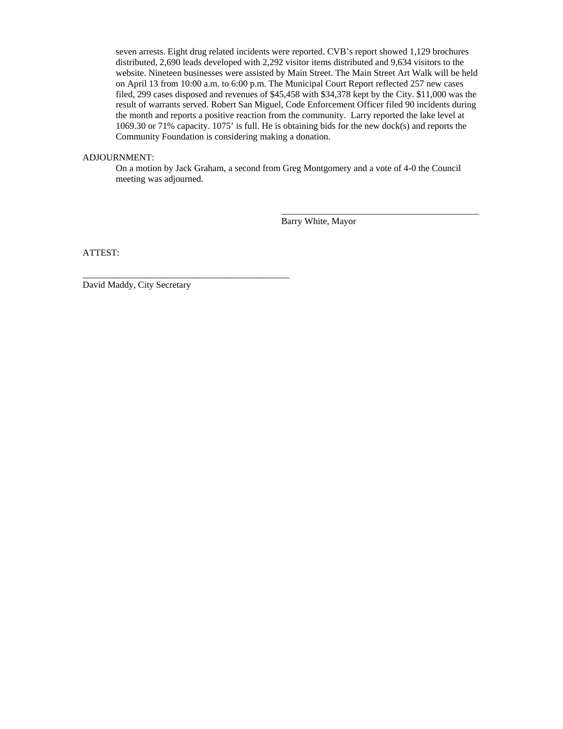seven arrests. Eight drug related incidents were reported. CVB's report showed 1,129 brochures distributed, 2,690 leads developed with 2,292 visitor items distributed and 9,634 visitors to the website. Nineteen businesses were assisted by Main Street. The Main Street Art Walk will be held on April 13 from 10:00 a.m. to 6:00 p.m. The Municipal Court Report reflected 257 new cases filed, 299 cases disposed and revenues of $45,458 with $34,378 kept by the City. $11,000 was the result of warrants served. Robert San Miguel, Code Enforcement Officer filed 90 incidents during the month and reports a positive reaction from the community. Larry reported the lake level at 1069.30 or 71% capacity. 1075' is full. He is obtaining bids for the new dock(s) and reports the Community Foundation is considering making a donation.

ADJOURNMENT:

On a motion by Jack Graham, a second from Greg Montgomery and a vote of 4-0 the Council meeting was adjourned.

_____________________________________________

Barry White, Mayor

ATTEST:

_____________________________________________

David Maddy, City Secretary